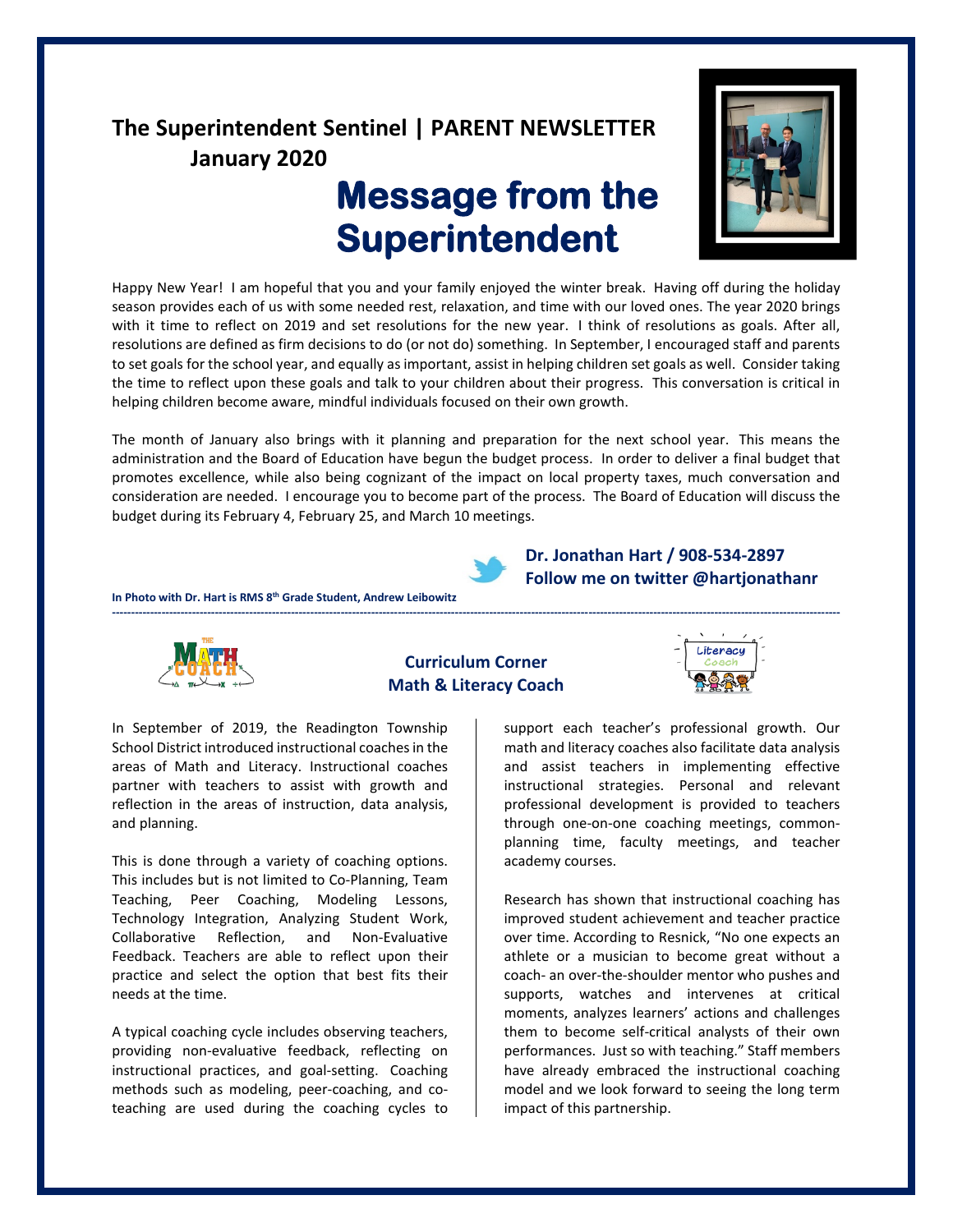**The Superintendent Sentinel | PARENT NEWSLETTER January 2020**

# Message from the Superintendent

Happy New Year! I am hopeful that you and your family enjoyed the winter break. Having off during the holiday season provides each of us with some needed rest, relaxation, and time with our loved ones. The year 2020 brings with it time to reflect on 2019 and set resolutions for the new year. I think of resolutions as goals. After all, resolutions are defined as firm decisions to do (or not do) something. In September, I encouraged staff and parents to set goals for the school year, and equally as important, assist in helping children set goals as well. Consider taking the time to reflect upon these goals and talk to your children about their progress. This conversation is critical in helping children become aware, mindful individuals focused on their own growth.

The month of January also brings with it planning and preparation for the next school year. This means the administration and the Board of Education have begun the budget process. In order to deliver a final budget that promotes excellence, while also being cognizant of the impact on local property taxes, much conversation and consideration are needed. I encourage you to become part of the process. The Board of Education will discuss the budget during its February 4, February 25, and March 10 meetings.

**Dr. Jonathan Hart / 908-534-2897**
**Follow me on twitter @hartjonathanr**

**In Photo with Dr. Hart is RMS 8th Grade Student, Andrew Leibowitz**

---

## Curriculum Corner
## Math & Literacy Coach

In September of 2019, the Readington Township School District introduced instructional coaches in the areas of Math and Literacy. Instructional coaches partner with teachers to assist with growth and reflection in the areas of instruction, data analysis, and planning.

This is done through a variety of coaching options. This includes but is not limited to Co-Planning, Team Teaching, Peer Coaching, Modeling Lessons, Technology Integration, Analyzing Student Work, Collaborative Reflection, and Non-Evaluative Feedback. Teachers are able to reflect upon their practice and select the option that best fits their needs at the time.

A typical coaching cycle includes observing teachers, providing non-evaluative feedback, reflecting on instructional practices, and goal-setting. Coaching methods such as modeling, peer-coaching, and co-teaching are used during the coaching cycles to support each teacher's professional growth. Our math and literacy coaches also facilitate data analysis and assist teachers in implementing effective instructional strategies. Personal and relevant professional development is provided to teachers through one-on-one coaching meetings, common-planning time, faculty meetings, and teacher academy courses.

Research has shown that instructional coaching has improved student achievement and teacher practice over time. According to Resnick, "No one expects an athlete or a musician to become great without a coach- an over-the-shoulder mentor who pushes and supports, watches and intervenes at critical moments, analyzes learners' actions and challenges them to become self-critical analysts of their own performances. Just so with teaching." Staff members have already embraced the instructional coaching model and we look forward to seeing the long term impact of this partnership.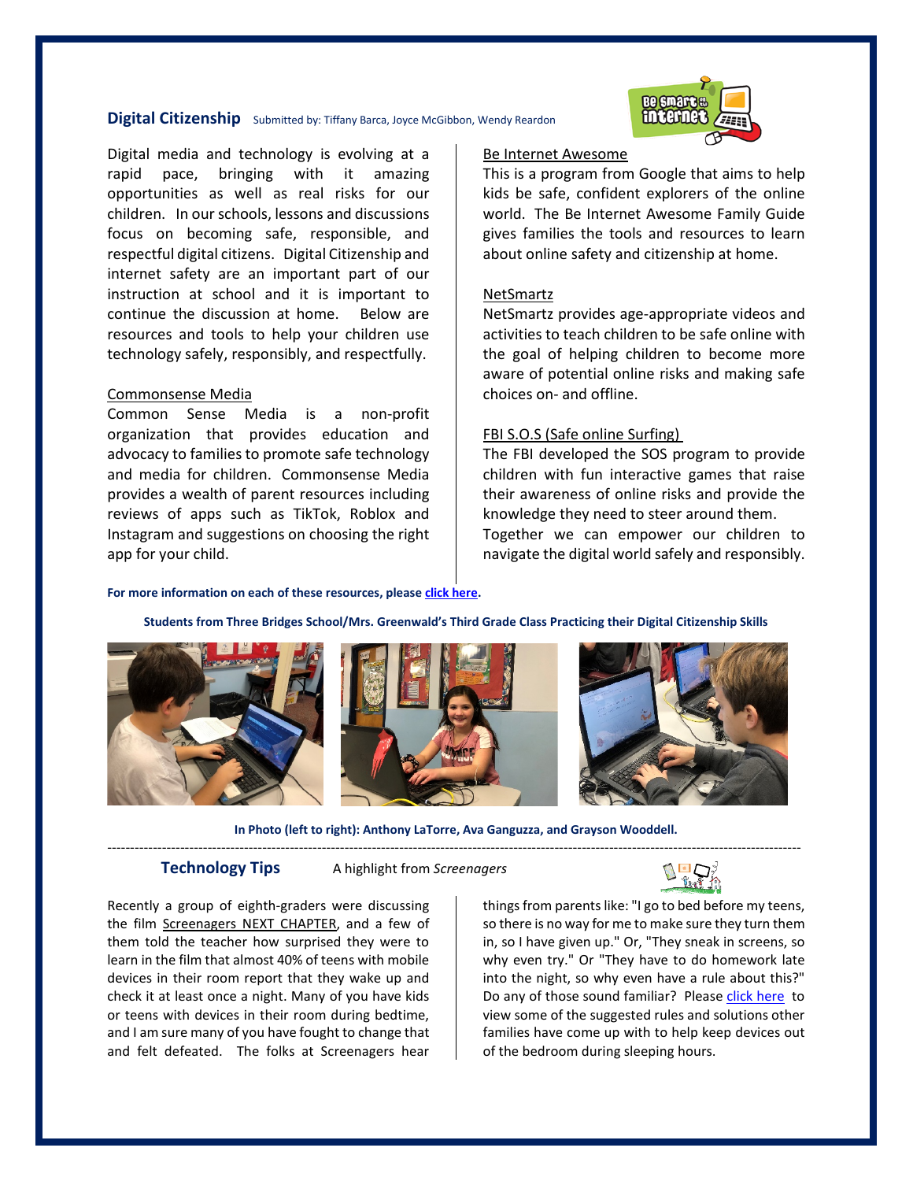## Digital Citizenship

Submitted by: Tiffany Barca, Joyce McGibbon, Wendy Reardon

Digital media and technology is evolving at a rapid pace, bringing with it amazing opportunities as well as real risks for our children. In our schools, lessons and discussions focus on becoming safe, responsible, and respectful digital citizens. Digital Citizenship and internet safety are an important part of our instruction at school and it is important to continue the discussion at home. Below are resources and tools to help your children use technology safely, responsibly, and respectfully.

Commonsense Media

Common Sense Media is a non-profit organization that provides education and advocacy to families to promote safe technology and media for children. Commonsense Media provides a wealth of parent resources including reviews of apps such as TikTok, Roblox and Instagram and suggestions on choosing the right app for your child.

Be Internet Awesome

This is a program from Google that aims to help kids be safe, confident explorers of the online world. The Be Internet Awesome Family Guide gives families the tools and resources to learn about online safety and citizenship at home.

NetSmartz

NetSmartz provides age-appropriate videos and activities to teach children to be safe online with the goal of helping children to become more aware of potential online risks and making safe choices on- and offline.

FBI S.O.S (Safe online Surfing)

The FBI developed the SOS program to provide children with fun interactive games that raise their awareness of online risks and provide the knowledge they need to steer around them.

Together we can empower our children to navigate the digital world safely and responsibly.

**For more information on each of these resources, please click here.**

**Students from Three Bridges School/Mrs. Greenwald's Third Grade Class Practicing their Digital Citizenship Skills**

**In Photo (left to right): Anthony LaTorre, Ava Ganguzza, and Grayson Wooddell.**

---

## Technology Tips

A highlight from *Screenagers*

Recently a group of eighth-graders were discussing the film Screenagers NEXT CHAPTER, and a few of them told the teacher how surprised they were to learn in the film that almost 40% of teens with mobile devices in their room report that they wake up and check it at least once a night. Many of you have kids or teens with devices in their room during bedtime, and I am sure many of you have fought to change that and felt defeated. The folks at Screenagers hear things from parents like: "I go to bed before my teens, so there is no way for me to make sure they turn them in, so I have given up." Or, "They sneak in screens, so why even try." Or "They have to do homework late into the night, so why even have a rule about this?" Do any of those sound familiar? Please click here to view some of the suggested rules and solutions other families have come up with to help keep devices out of the bedroom during sleeping hours.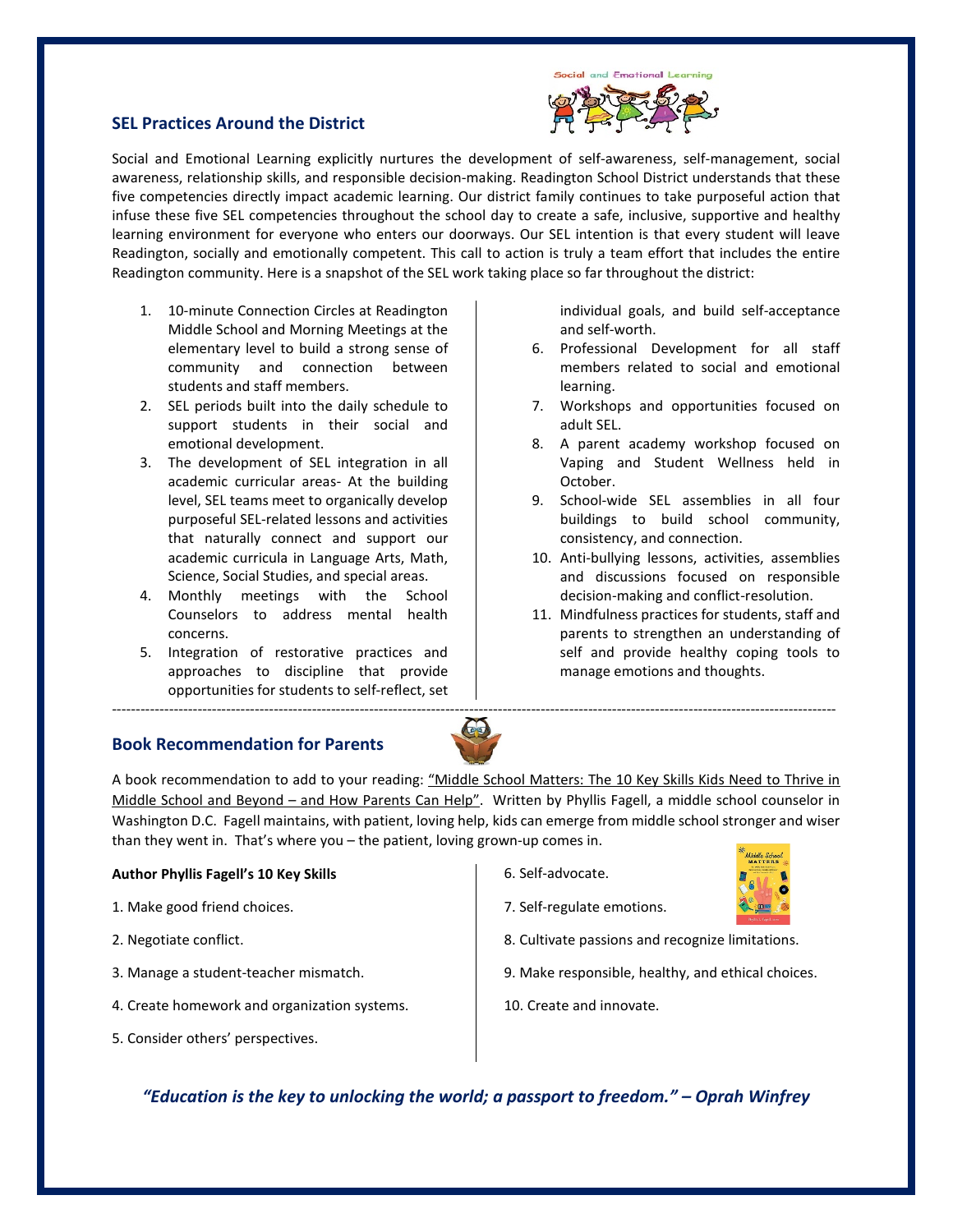## SEL Practices Around the District

Social and Emotional Learning explicitly nurtures the development of self-awareness, self-management, social awareness, relationship skills, and responsible decision-making. Readington School District understands that these five competencies directly impact academic learning. Our district family continues to take purposeful action that infuse these five SEL competencies throughout the school day to create a safe, inclusive, supportive and healthy learning environment for everyone who enters our doorways. Our SEL intention is that every student will leave Readington, socially and emotionally competent. This call to action is truly a team effort that includes the entire Readington community. Here is a snapshot of the SEL work taking place so far throughout the district:

1. 10-minute Connection Circles at Readington Middle School and Morning Meetings at the elementary level to build a strong sense of community and connection between students and staff members.
2. SEL periods built into the daily schedule to support students in their social and emotional development.
3. The development of SEL integration in all academic curricular areas- At the building level, SEL teams meet to organically develop purposeful SEL-related lessons and activities that naturally connect and support our academic curricula in Language Arts, Math, Science, Social Studies, and special areas.
4. Monthly meetings with the School Counselors to address mental health concerns.
5. Integration of restorative practices and approaches to discipline that provide opportunities for students to self-reflect, set individual goals, and build self-acceptance and self-worth.
6. Professional Development for all staff members related to social and emotional learning.
7. Workshops and opportunities focused on adult SEL.
8. A parent academy workshop focused on Vaping and Student Wellness held in October.
9. School-wide SEL assemblies in all four buildings to build school community, consistency, and connection.
10. Anti-bullying lessons, activities, assemblies and discussions focused on responsible decision-making and conflict-resolution.
11. Mindfulness practices for students, staff and parents to strengthen an understanding of self and provide healthy coping tools to manage emotions and thoughts.

---

## Book Recommendation for Parents

A book recommendation to add to your reading: "Middle School Matters: The 10 Key Skills Kids Need to Thrive in Middle School and Beyond – and How Parents Can Help". Written by Phyllis Fagell, a middle school counselor in Washington D.C. Fagell maintains, with patient, loving help, kids can emerge from middle school stronger and wiser than they went in. That's where you – the patient, loving grown-up comes in.

**Author Phyllis Fagell's 10 Key Skills**

1. Make good friend choices.
2. Negotiate conflict.
3. Manage a student-teacher mismatch.
4. Create homework and organization systems.
5. Consider others' perspectives.
6. Self-advocate.
7. Self-regulate emotions.
8. Cultivate passions and recognize limitations.
9. Make responsible, healthy, and ethical choices.
10. Create and innovate.

***"Education is the key to unlocking the world; a passport to freedom." – Oprah Winfrey***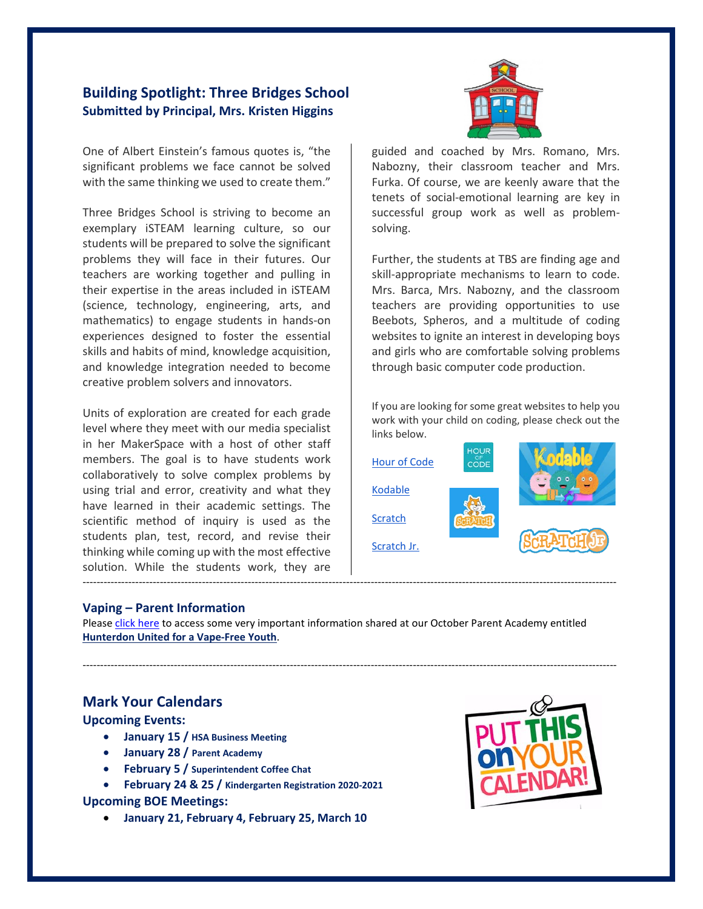## Building Spotlight: Three Bridges School

**Submitted by Principal, Mrs. Kristen Higgins**

One of Albert Einstein's famous quotes is, "the significant problems we face cannot be solved with the same thinking we used to create them."

Three Bridges School is striving to become an exemplary iSTEAM learning culture, so our students will be prepared to solve the significant problems they will face in their futures. Our teachers are working together and pulling in their expertise in the areas included in iSTEAM (science, technology, engineering, arts, and mathematics) to engage students in hands-on experiences designed to foster the essential skills and habits of mind, knowledge acquisition, and knowledge integration needed to become creative problem solvers and innovators.

Units of exploration are created for each grade level where they meet with our media specialist in her MakerSpace with a host of other staff members. The goal is to have students work collaboratively to solve complex problems by using trial and error, creativity and what they have learned in their academic settings. The scientific method of inquiry is used as the students plan, test, record, and revise their thinking while coming up with the most effective solution. While the students work, they are guided and coached by Mrs. Romano, Mrs. Nabozny, their classroom teacher and Mrs. Furka. Of course, we are keenly aware that the tenets of social-emotional learning are key in successful group work as well as problem-solving.

Further, the students at TBS are finding age and skill-appropriate mechanisms to learn to code. Mrs. Barca, Mrs. Nabozny, and the classroom teachers are providing opportunities to use Beebots, Spheros, and a multitude of coding websites to ignite an interest in developing boys and girls who are comfortable solving problems through basic computer code production.

If you are looking for some great websites to help you work with your child on coding, please check out the links below.

- Hour of Code
- Kodable
- Scratch
- Scratch Jr.

---

## Vaping – Parent Information

Please click here to access some very important information shared at our October Parent Academy entitled **Hunterdon United for a Vape-Free Youth**.

---

## Mark Your Calendars

### Upcoming Events:

- **January 15 / HSA Business Meeting**
- **January 28 / Parent Academy**
- **February 5 / Superintendent Coffee Chat**
- **February 24 & 25 / Kindergarten Registration 2020-2021**

### Upcoming BOE Meetings:

- **January 21, February 4, February 25, March 10**